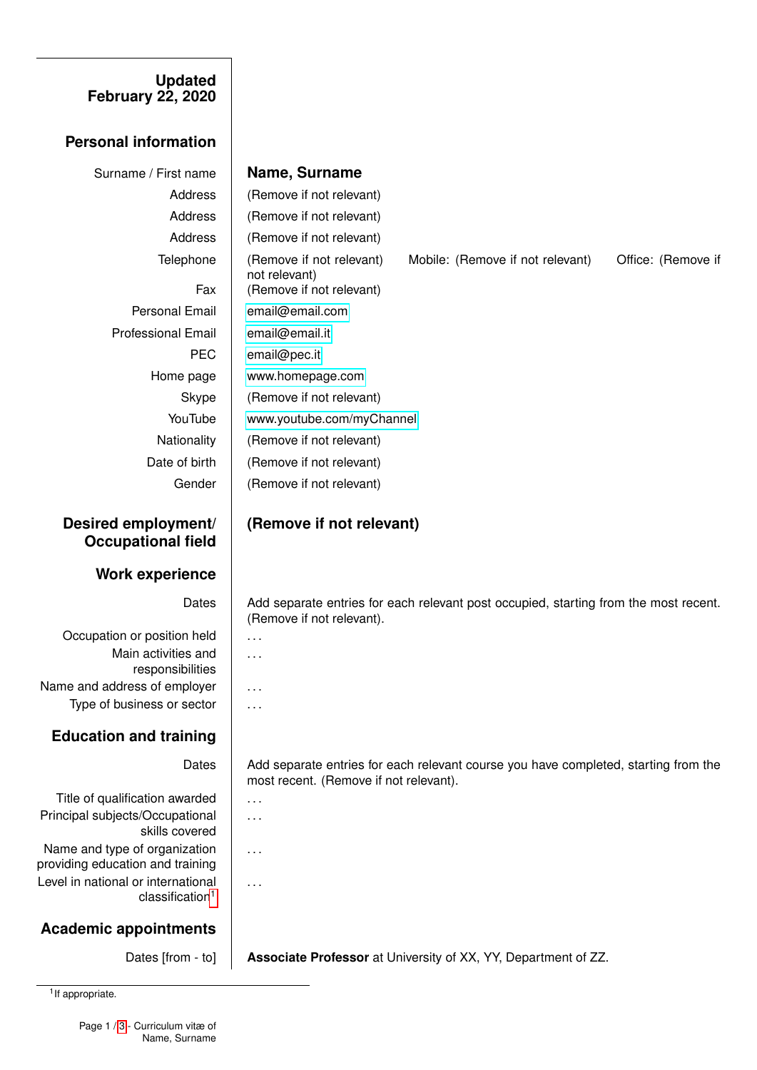**Updated February 22, 2020**

## Personal information

| | |
|---|---|
| Surname / First name | **Name, Surname** |
| Address | (Remove if not relevant) |
| Address | (Remove if not relevant) |
| Address | (Remove if not relevant) |
| Telephone | (Remove if not relevant) Mobile: (Remove if not relevant) Office: (Remove if not relevant) |
| Fax | (Remove if not relevant) |
| Personal Email | email@email.com |
| Professional Email | email@email.it |
| PEC | email@pec.it |
| Home page | www.homepage.com |
| Skype | (Remove if not relevant) |
| YouTube | www.youtube.com/myChannel |
| Nationality | (Remove if not relevant) |
| Date of birth | (Remove if not relevant) |
| Gender | (Remove if not relevant) |

## Desired employment/ Occupational field

**(Remove if not relevant)**

## Work experience

| | |
|---|---|
| Dates | Add separate entries for each relevant post occupied, starting from the most recent. (Remove if not relevant). |
| Occupation or position held | ... |
| Main activities and responsibilities | ... |
| Name and address of employer | ... |
| Type of business or sector | ... |

## Education and training

| | |
|---|---|
| Dates | Add separate entries for each relevant course you have completed, starting from the most recent. (Remove if not relevant). |
| Title of qualification awarded | ... |
| Principal subjects/Occupational skills covered | ... |
| Name and type of organization providing education and training | ... |
| Level in national or international classification[1] | ... |

## Academic appointments

| | |
|---|---|
| Dates [from - to] | **Associate Professor** at University of XX, YY, Department of ZZ. |

[1] If appropriate.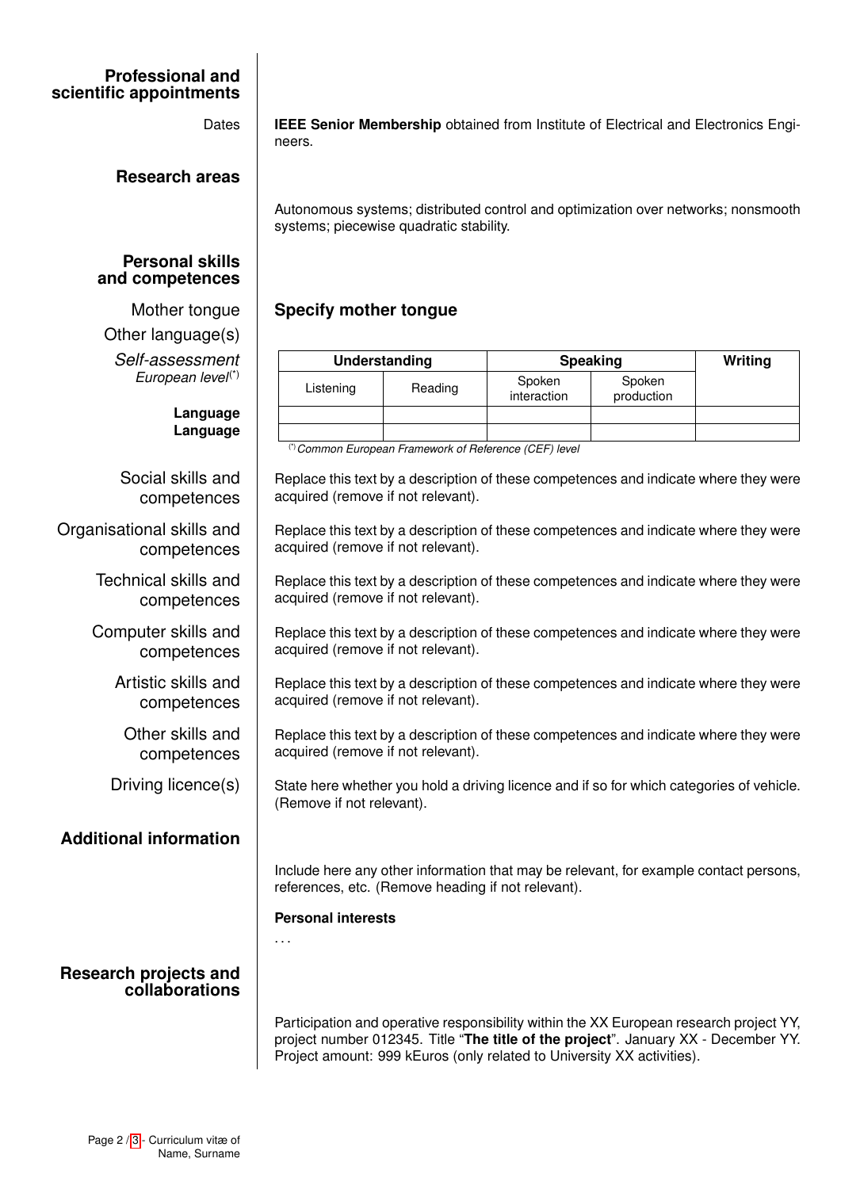## Professional and scientific appointments

Dates — **IEEE Senior Membership** obtained from Institute of Electrical and Electronics Engineers.

## Research areas

Autonomous systems; distributed control and optimization over networks; nonsmooth systems; piecewise quadratic stability.

## Personal skills and competences

Mother tongue — **Specify mother tongue**

Other language(s)

*Self-assessment*
*European level*(*)

| | Understanding | | Speaking | | Writing |
|---|---|---|---|---|---|
| | Listening | Reading | Spoken interaction | Spoken production | |
| **Language** | | | | | |
| **Language** | | | | | |

(*) *Common European Framework of Reference (CEF) level*

Social skills and competences — Replace this text by a description of these competences and indicate where they were acquired (remove if not relevant).

Organisational skills and competences — Replace this text by a description of these competences and indicate where they were acquired (remove if not relevant).

Technical skills and competences — Replace this text by a description of these competences and indicate where they were acquired (remove if not relevant).

Computer skills and competences — Replace this text by a description of these competences and indicate where they were acquired (remove if not relevant).

Artistic skills and competences — Replace this text by a description of these competences and indicate where they were acquired (remove if not relevant).

Other skills and competences — Replace this text by a description of these competences and indicate where they were acquired (remove if not relevant).

Driving licence(s) — State here whether you hold a driving licence and if so for which categories of vehicle. (Remove if not relevant).

## Additional information

Include here any other information that may be relevant, for example contact persons, references, etc. (Remove heading if not relevant).

**Personal interests**

...

## Research projects and collaborations

Participation and operative responsibility within the XX European research project YY, project number 012345. Title "**The title of the project**". January XX - December YY. Project amount: 999 kEuros (only related to University XX activities).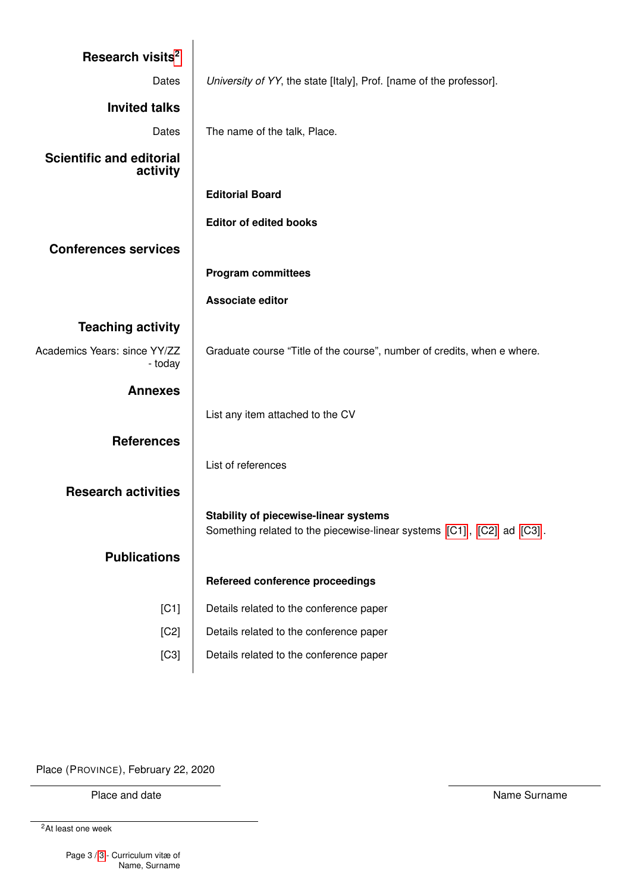## Research visits[2]

Dates — *University of YY*, the state [Italy], Prof. [name of the professor].

## Invited talks

Dates — The name of the talk, Place.

## Scientific and editorial activity

**Editorial Board**

**Editor of edited books**

## Conferences services

**Program committees**

**Associate editor**

## Teaching activity

Academics Years: since YY/ZZ - today — Graduate course “Title of the course”, number of credits, when e where.

## Annexes

List any item attached to the CV

## References

List of references

## Research activities

**Stability of piecewise-linear systems**
Something related to the piecewise-linear systems [C1], [C2] ad [C3].

## Publications

**Refereed conference proceedings**

[C1] Details related to the conference paper

[C2] Details related to the conference paper

[C3] Details related to the conference paper

Place (PROVINCE), February 22, 2020

Place and date — Name Surname

[2] At least one week